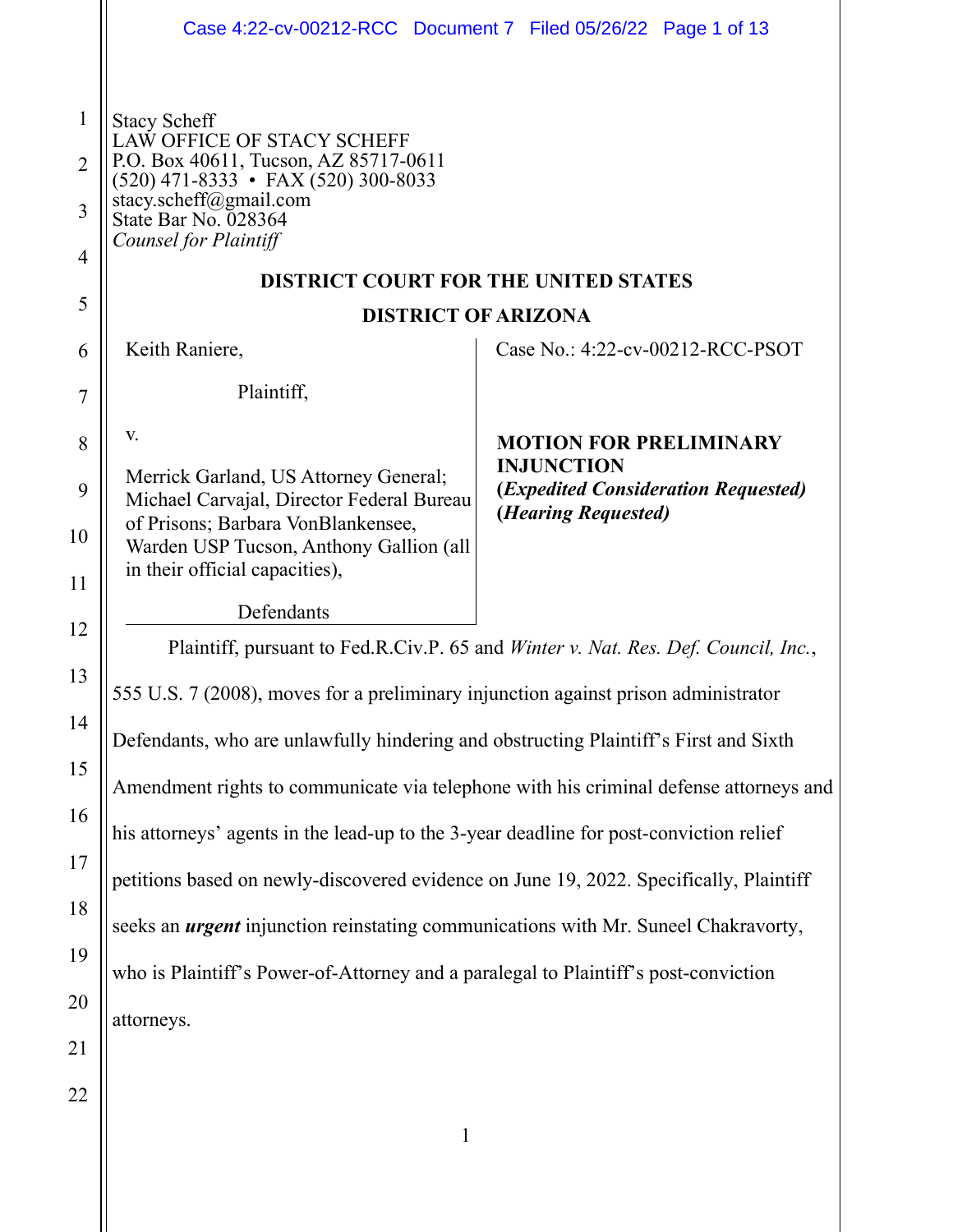Stacy Scheff
LAW OFFICE OF STACY SCHEFF
P.O. Box 40611, Tucson, AZ 85717-0611
(520) 471-8333 • FAX (520) 300-8033
stacy.scheff@gmail.com
State Bar No. 028364
*Counsel for Plaintiff*

**DISTRICT COURT FOR THE UNITED STATES**

**DISTRICT OF ARIZONA**

| | |
|---|---|
| Keith Raniere,<br><br>Plaintiff,<br><br>v.<br><br>Merrick Garland, US Attorney General; Michael Carvajal, Director Federal Bureau of Prisons; Barbara VonBlankensee, Warden USP Tucson, Anthony Gallion (all in their official capacities),<br><br>Defendants | Case No.: 4:22-cv-00212-RCC-PSOT<br><br>**MOTION FOR PRELIMINARY INJUNCTION**<br>**(*Expedited Consideration Requested*)**<br>**(*Hearing Requested*)** |

Plaintiff, pursuant to Fed.R.Civ.P. 65 and *Winter v. Nat. Res. Def. Council, Inc.*, 555 U.S. 7 (2008), moves for a preliminary injunction against prison administrator Defendants, who are unlawfully hindering and obstructing Plaintiff's First and Sixth Amendment rights to communicate via telephone with his criminal defense attorneys and his attorneys' agents in the lead-up to the 3-year deadline for post-conviction relief petitions based on newly-discovered evidence on June 19, 2022. Specifically, Plaintiff seeks an ***urgent*** injunction reinstating communications with Mr. Suneel Chakravorty, who is Plaintiff's Power-of-Attorney and a paralegal to Plaintiff's post-conviction attorneys.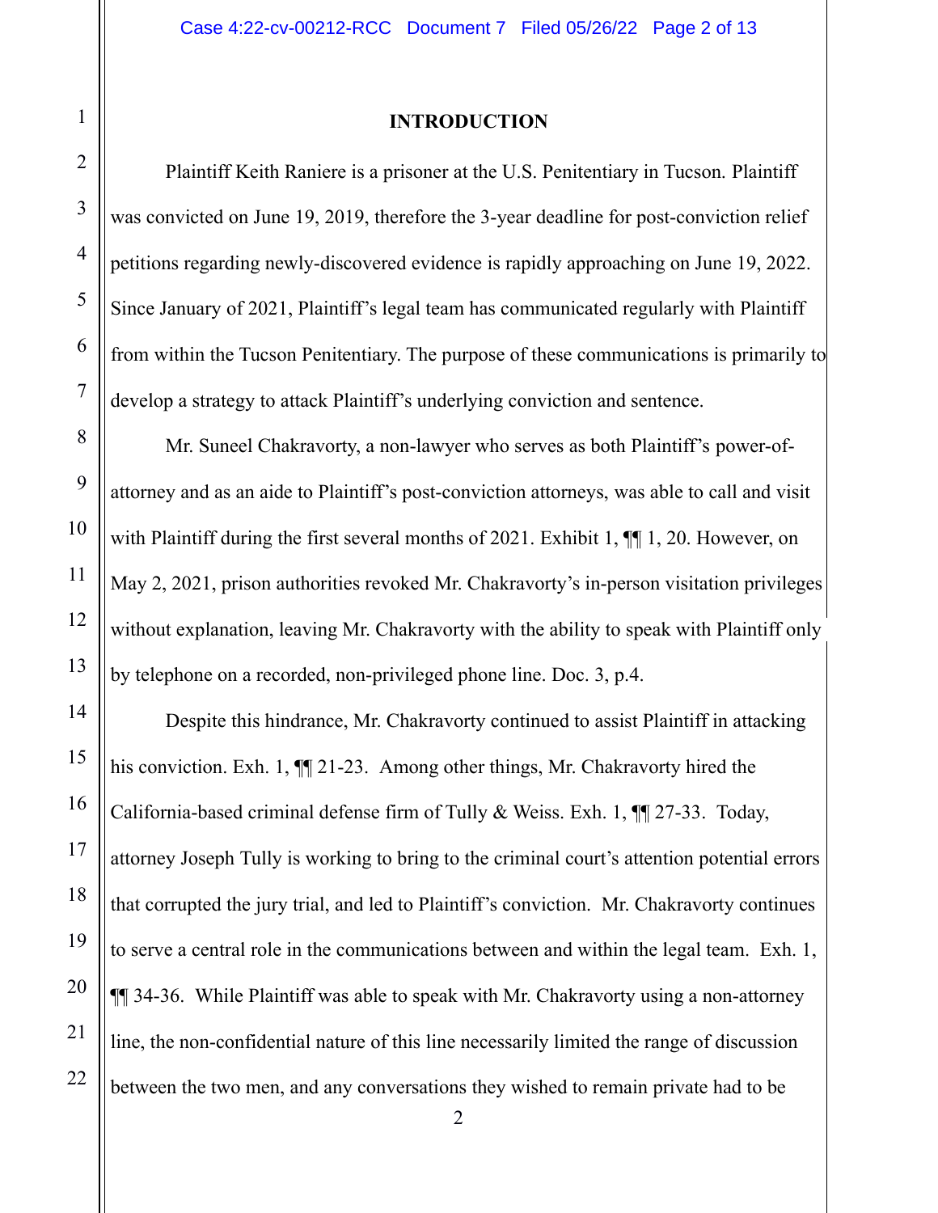## INTRODUCTION

Plaintiff Keith Raniere is a prisoner at the U.S. Penitentiary in Tucson. Plaintiff was convicted on June 19, 2019, therefore the 3-year deadline for post-conviction relief petitions regarding newly-discovered evidence is rapidly approaching on June 19, 2022. Since January of 2021, Plaintiff's legal team has communicated regularly with Plaintiff from within the Tucson Penitentiary. The purpose of these communications is primarily to develop a strategy to attack Plaintiff's underlying conviction and sentence.

Mr. Suneel Chakravorty, a non-lawyer who serves as both Plaintiff's power-of-attorney and as an aide to Plaintiff's post-conviction attorneys, was able to call and visit with Plaintiff during the first several months of 2021. Exhibit 1, ¶¶ 1, 20. However, on May 2, 2021, prison authorities revoked Mr. Chakravorty's in-person visitation privileges without explanation, leaving Mr. Chakravorty with the ability to speak with Plaintiff only by telephone on a recorded, non-privileged phone line. Doc. 3, p.4.

Despite this hindrance, Mr. Chakravorty continued to assist Plaintiff in attacking his conviction. Exh. 1, ¶¶ 21-23. Among other things, Mr. Chakravorty hired the California-based criminal defense firm of Tully & Weiss. Exh. 1, ¶¶ 27-33. Today, attorney Joseph Tully is working to bring to the criminal court's attention potential errors that corrupted the jury trial, and led to Plaintiff's conviction. Mr. Chakravorty continues to serve a central role in the communications between and within the legal team. Exh. 1, ¶¶ 34-36. While Plaintiff was able to speak with Mr. Chakravorty using a non-attorney line, the non-confidential nature of this line necessarily limited the range of discussion between the two men, and any conversations they wished to remain private had to be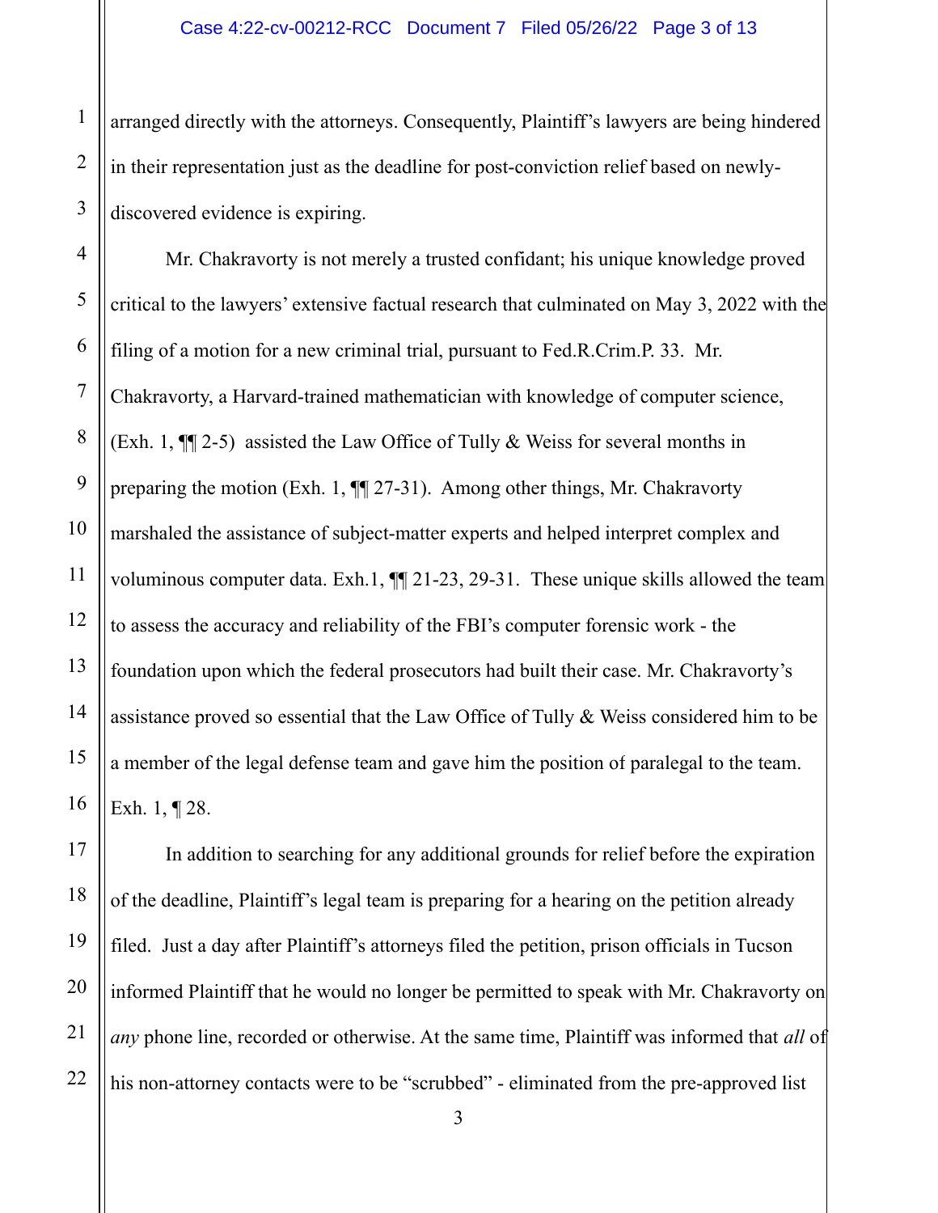arranged directly with the attorneys. Consequently, Plaintiff's lawyers are being hindered in their representation just as the deadline for post-conviction relief based on newly-discovered evidence is expiring.

Mr. Chakravorty is not merely a trusted confidant; his unique knowledge proved critical to the lawyers' extensive factual research that culminated on May 3, 2022 with the filing of a motion for a new criminal trial, pursuant to Fed.R.Crim.P. 33. Mr. Chakravorty, a Harvard-trained mathematician with knowledge of computer science, (Exh. 1, ¶¶ 2-5) assisted the Law Office of Tully & Weiss for several months in preparing the motion (Exh. 1, ¶¶ 27-31). Among other things, Mr. Chakravorty marshaled the assistance of subject-matter experts and helped interpret complex and voluminous computer data. Exh.1, ¶¶ 21-23, 29-31. These unique skills allowed the team to assess the accuracy and reliability of the FBI's computer forensic work - the foundation upon which the federal prosecutors had built their case. Mr. Chakravorty's assistance proved so essential that the Law Office of Tully & Weiss considered him to be a member of the legal defense team and gave him the position of paralegal to the team. Exh. 1, ¶ 28.

In addition to searching for any additional grounds for relief before the expiration of the deadline, Plaintiff's legal team is preparing for a hearing on the petition already filed. Just a day after Plaintiff's attorneys filed the petition, prison officials in Tucson informed Plaintiff that he would no longer be permitted to speak with Mr. Chakravorty on *any* phone line, recorded or otherwise. At the same time, Plaintiff was informed that *all* of his non-attorney contacts were to be "scrubbed" - eliminated from the pre-approved list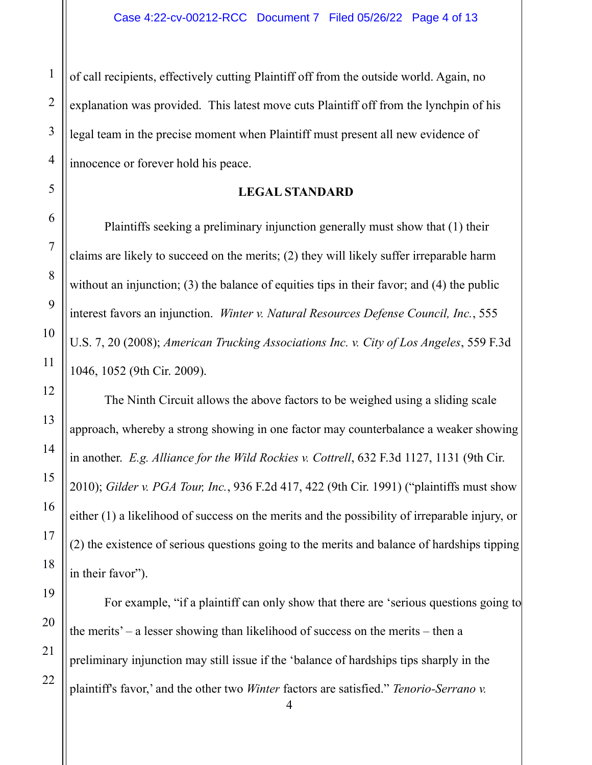of call recipients, effectively cutting Plaintiff off from the outside world. Again, no explanation was provided. This latest move cuts Plaintiff off from the lynchpin of his legal team in the precise moment when Plaintiff must present all new evidence of innocence or forever hold his peace.

## LEGAL STANDARD

Plaintiffs seeking a preliminary injunction generally must show that (1) their claims are likely to succeed on the merits; (2) they will likely suffer irreparable harm without an injunction; (3) the balance of equities tips in their favor; and (4) the public interest favors an injunction. *Winter v. Natural Resources Defense Council, Inc.*, 555 U.S. 7, 20 (2008); *American Trucking Associations Inc. v. City of Los Angeles*, 559 F.3d 1046, 1052 (9th Cir. 2009).

The Ninth Circuit allows the above factors to be weighed using a sliding scale approach, whereby a strong showing in one factor may counterbalance a weaker showing in another. *E.g. Alliance for the Wild Rockies v. Cottrell*, 632 F.3d 1127, 1131 (9th Cir. 2010); *Gilder v. PGA Tour, Inc.*, 936 F.2d 417, 422 (9th Cir. 1991) ("plaintiffs must show either (1) a likelihood of success on the merits and the possibility of irreparable injury, or (2) the existence of serious questions going to the merits and balance of hardships tipping in their favor").

For example, "if a plaintiff can only show that there are 'serious questions going to the merits' – a lesser showing than likelihood of success on the merits – then a preliminary injunction may still issue if the 'balance of hardships tips sharply in the plaintiff's favor,' and the other two *Winter* factors are satisfied." *Tenorio-Serrano v.*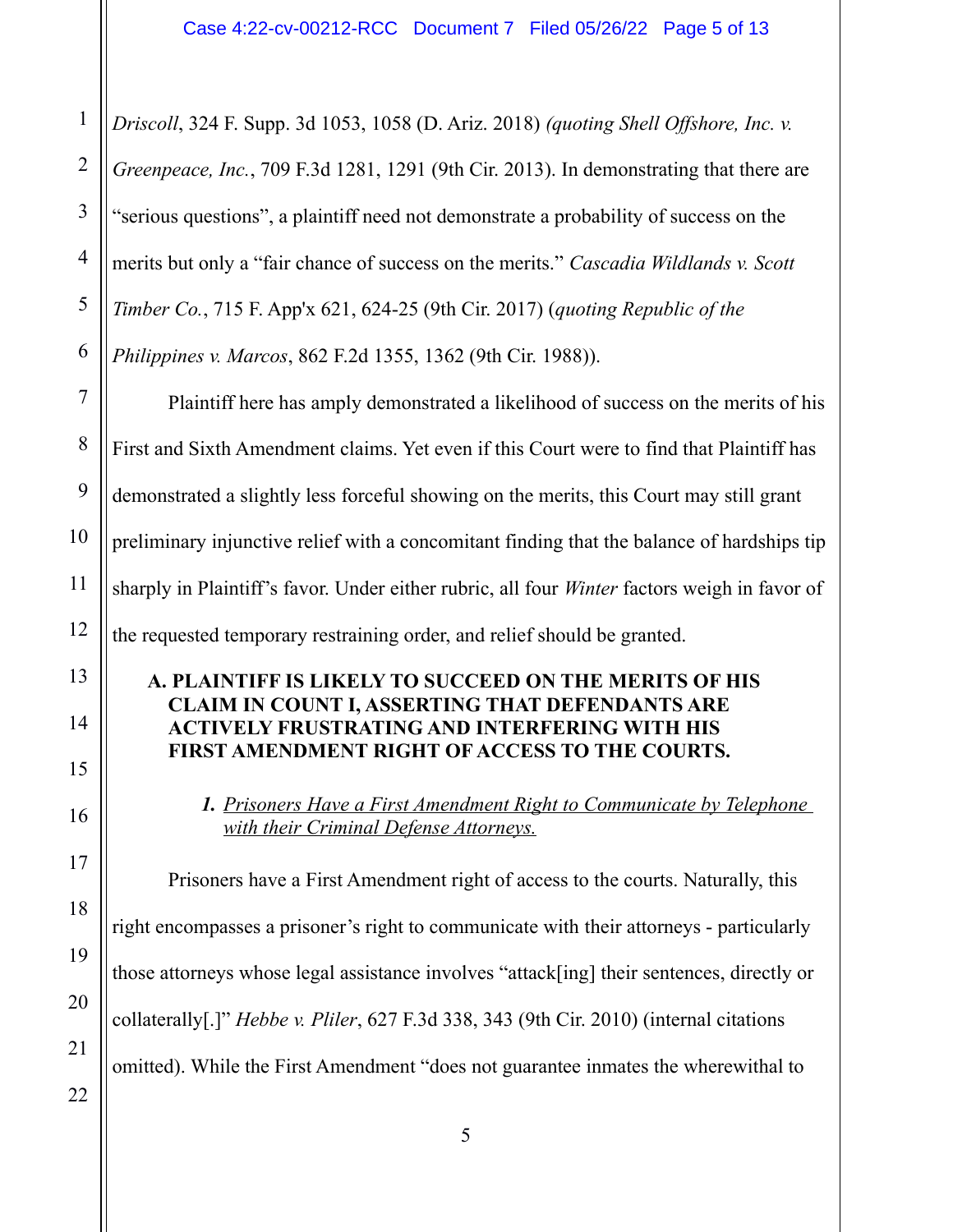*Driscoll*, 324 F. Supp. 3d 1053, 1058 (D. Ariz. 2018) *(quoting Shell Offshore, Inc. v. Greenpeace, Inc.*, 709 F.3d 1281, 1291 (9th Cir. 2013). In demonstrating that there are "serious questions", a plaintiff need not demonstrate a probability of success on the merits but only a "fair chance of success on the merits." *Cascadia Wildlands v. Scott Timber Co.*, 715 F. App'x 621, 624-25 (9th Cir. 2017) (*quoting Republic of the Philippines v. Marcos*, 862 F.2d 1355, 1362 (9th Cir. 1988)).

Plaintiff here has amply demonstrated a likelihood of success on the merits of his First and Sixth Amendment claims. Yet even if this Court were to find that Plaintiff has demonstrated a slightly less forceful showing on the merits, this Court may still grant preliminary injunctive relief with a concomitant finding that the balance of hardships tip sharply in Plaintiff's favor. Under either rubric, all four *Winter* factors weigh in favor of the requested temporary restraining order, and relief should be granted.

## A. PLAINTIFF IS LIKELY TO SUCCEED ON THE MERITS OF HIS CLAIM IN COUNT I, ASSERTING THAT DEFENDANTS ARE ACTIVELY FRUSTRATING AND INTERFERING WITH HIS FIRST AMENDMENT RIGHT OF ACCESS TO THE COURTS.

### *1. Prisoners Have a First Amendment Right to Communicate by Telephone with their Criminal Defense Attorneys.*

Prisoners have a First Amendment right of access to the courts. Naturally, this right encompasses a prisoner's right to communicate with their attorneys - particularly those attorneys whose legal assistance involves "attack[ing] their sentences, directly or collaterally[.]" *Hebbe v. Pliler*, 627 F.3d 338, 343 (9th Cir. 2010) (internal citations omitted). While the First Amendment "does not guarantee inmates the wherewithal to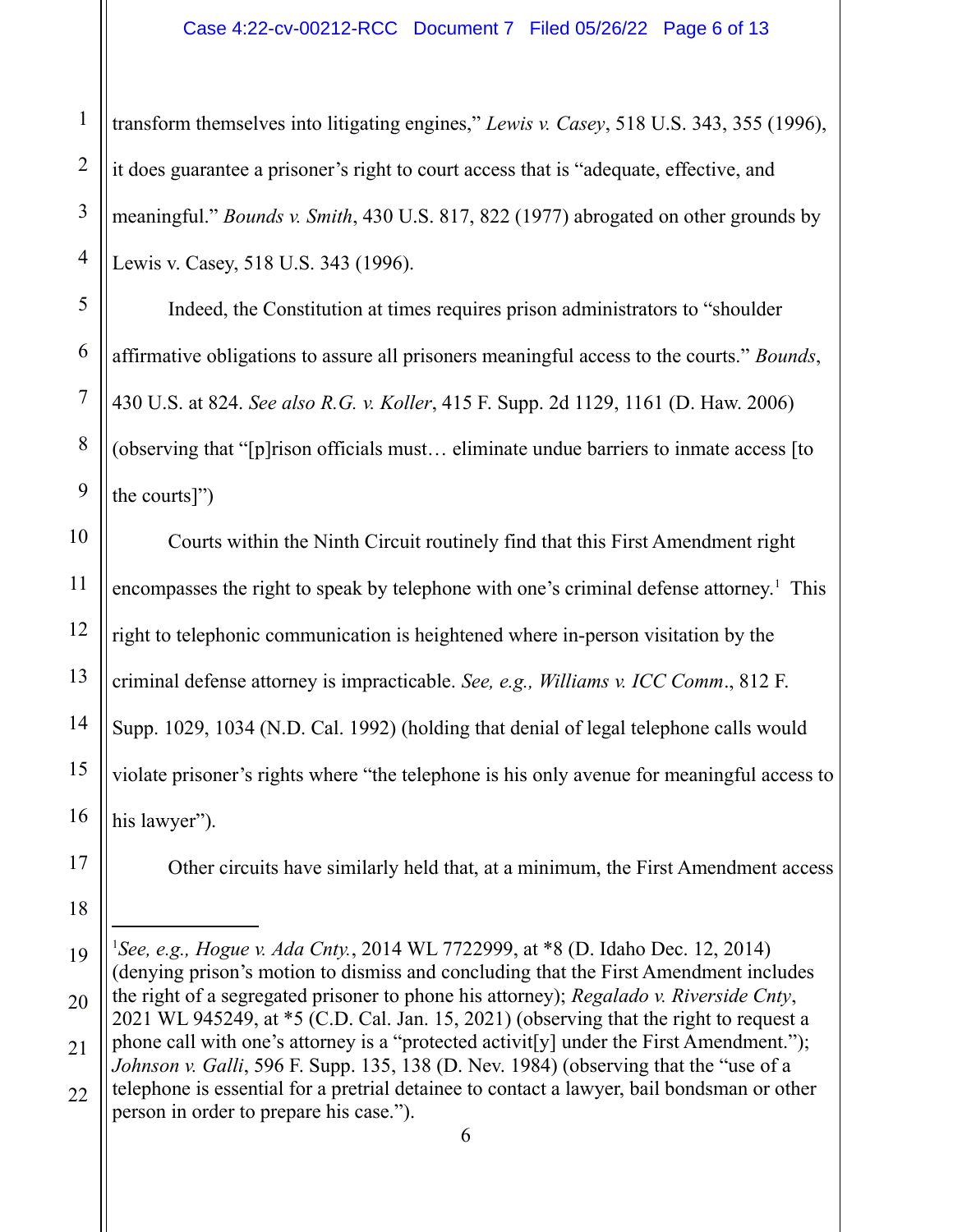transform themselves into litigating engines," *Lewis v. Casey*, 518 U.S. 343, 355 (1996), it does guarantee a prisoner's right to court access that is "adequate, effective, and meaningful." *Bounds v. Smith*, 430 U.S. 817, 822 (1977) abrogated on other grounds by Lewis v. Casey, 518 U.S. 343 (1996).

Indeed, the Constitution at times requires prison administrators to "shoulder affirmative obligations to assure all prisoners meaningful access to the courts." *Bounds*, 430 U.S. at 824. *See also R.G. v. Koller*, 415 F. Supp. 2d 1129, 1161 (D. Haw. 2006) (observing that "[p]rison officials must… eliminate undue barriers to inmate access [to the courts]")

Courts within the Ninth Circuit routinely find that this First Amendment right encompasses the right to speak by telephone with one's criminal defense attorney.[1] This right to telephonic communication is heightened where in-person visitation by the criminal defense attorney is impracticable. *See, e.g., Williams v. ICC Comm*., 812 F. Supp. 1029, 1034 (N.D. Cal. 1992) (holding that denial of legal telephone calls would violate prisoner's rights where "the telephone is his only avenue for meaningful access to his lawyer").

Other circuits have similarly held that, at a minimum, the First Amendment access

---

[1] *See, e.g., Hogue v. Ada Cnty.*, 2014 WL 7722999, at *8 (D. Idaho Dec. 12, 2014) (denying prison's motion to dismiss and concluding that the First Amendment includes the right of a segregated prisoner to phone his attorney); *Regalado v. Riverside Cnty*, 2021 WL 945249, at *5 (C.D. Cal. Jan. 15, 2021) (observing that the right to request a phone call with one's attorney is a "protected activit[y] under the First Amendment."); *Johnson v. Galli*, 596 F. Supp. 135, 138 (D. Nev. 1984) (observing that the "use of a telephone is essential for a pretrial detainee to contact a lawyer, bail bondsman or other person in order to prepare his case.").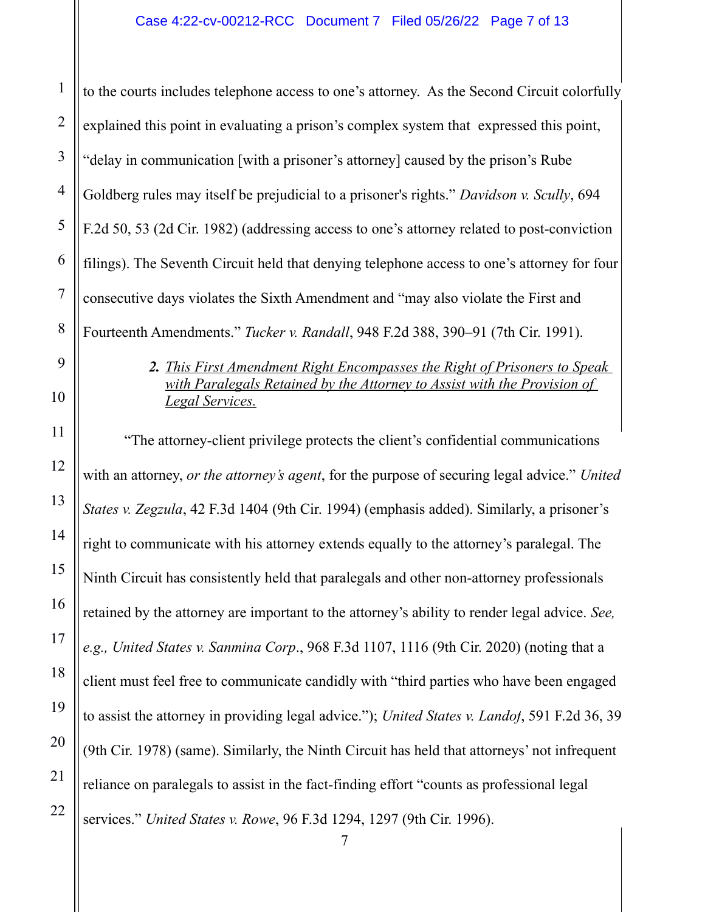to the courts includes telephone access to one's attorney. As the Second Circuit colorfully explained this point in evaluating a prison's complex system that expressed this point, "delay in communication [with a prisoner's attorney] caused by the prison's Rube Goldberg rules may itself be prejudicial to a prisoner's rights." *Davidson v. Scully*, 694 F.2d 50, 53 (2d Cir. 1982) (addressing access to one's attorney related to post-conviction filings). The Seventh Circuit held that denying telephone access to one's attorney for four consecutive days violates the Sixth Amendment and "may also violate the First and Fourteenth Amendments." *Tucker v. Randall*, 948 F.2d 388, 390–91 (7th Cir. 1991).

### ***2.*** *<u>This First Amendment Right Encompasses the Right of Prisoners to Speak with Paralegals Retained by the Attorney to Assist with the Provision of Legal Services.</u>*

"The attorney-client privilege protects the client's confidential communications with an attorney, *or the attorney's agent*, for the purpose of securing legal advice." *United States v. Zegzula*, 42 F.3d 1404 (9th Cir. 1994) (emphasis added). Similarly, a prisoner's right to communicate with his attorney extends equally to the attorney's paralegal. The Ninth Circuit has consistently held that paralegals and other non-attorney professionals retained by the attorney are important to the attorney's ability to render legal advice. *See, e.g., United States v. Sanmina Corp*., 968 F.3d 1107, 1116 (9th Cir. 2020) (noting that a client must feel free to communicate candidly with "third parties who have been engaged to assist the attorney in providing legal advice."); *United States v. Landof*, 591 F.2d 36, 39 (9th Cir. 1978) (same). Similarly, the Ninth Circuit has held that attorneys' not infrequent reliance on paralegals to assist in the fact-finding effort "counts as professional legal services." *United States v. Rowe*, 96 F.3d 1294, 1297 (9th Cir. 1996).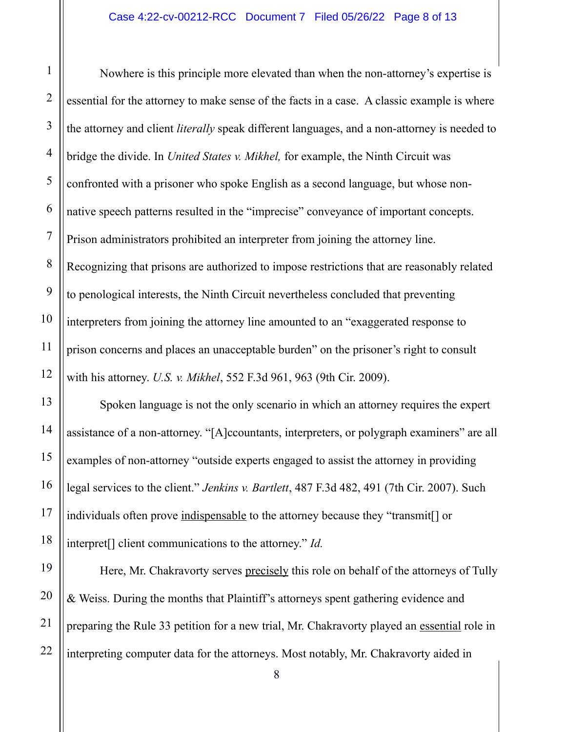Nowhere is this principle more elevated than when the non-attorney's expertise is essential for the attorney to make sense of the facts in a case. A classic example is where the attorney and client *literally* speak different languages, and a non-attorney is needed to bridge the divide. In *United States v. Mikhel,* for example, the Ninth Circuit was confronted with a prisoner who spoke English as a second language, but whose non-native speech patterns resulted in the "imprecise" conveyance of important concepts. Prison administrators prohibited an interpreter from joining the attorney line. Recognizing that prisons are authorized to impose restrictions that are reasonably related to penological interests, the Ninth Circuit nevertheless concluded that preventing interpreters from joining the attorney line amounted to an "exaggerated response to prison concerns and places an unacceptable burden" on the prisoner's right to consult with his attorney. *U.S. v. Mikhel*, 552 F.3d 961, 963 (9th Cir. 2009).

Spoken language is not the only scenario in which an attorney requires the expert assistance of a non-attorney. "[A]ccountants, interpreters, or polygraph examiners" are all examples of non-attorney "outside experts engaged to assist the attorney in providing legal services to the client." *Jenkins v. Bartlett*, 487 F.3d 482, 491 (7th Cir. 2007). Such individuals often prove <u>indispensable</u> to the attorney because they "transmit[] or interpret[] client communications to the attorney." *Id.*

Here, Mr. Chakravorty serves <u>precisely</u> this role on behalf of the attorneys of Tully & Weiss. During the months that Plaintiff's attorneys spent gathering evidence and preparing the Rule 33 petition for a new trial, Mr. Chakravorty played an <u>essential</u> role in interpreting computer data for the attorneys. Most notably, Mr. Chakravorty aided in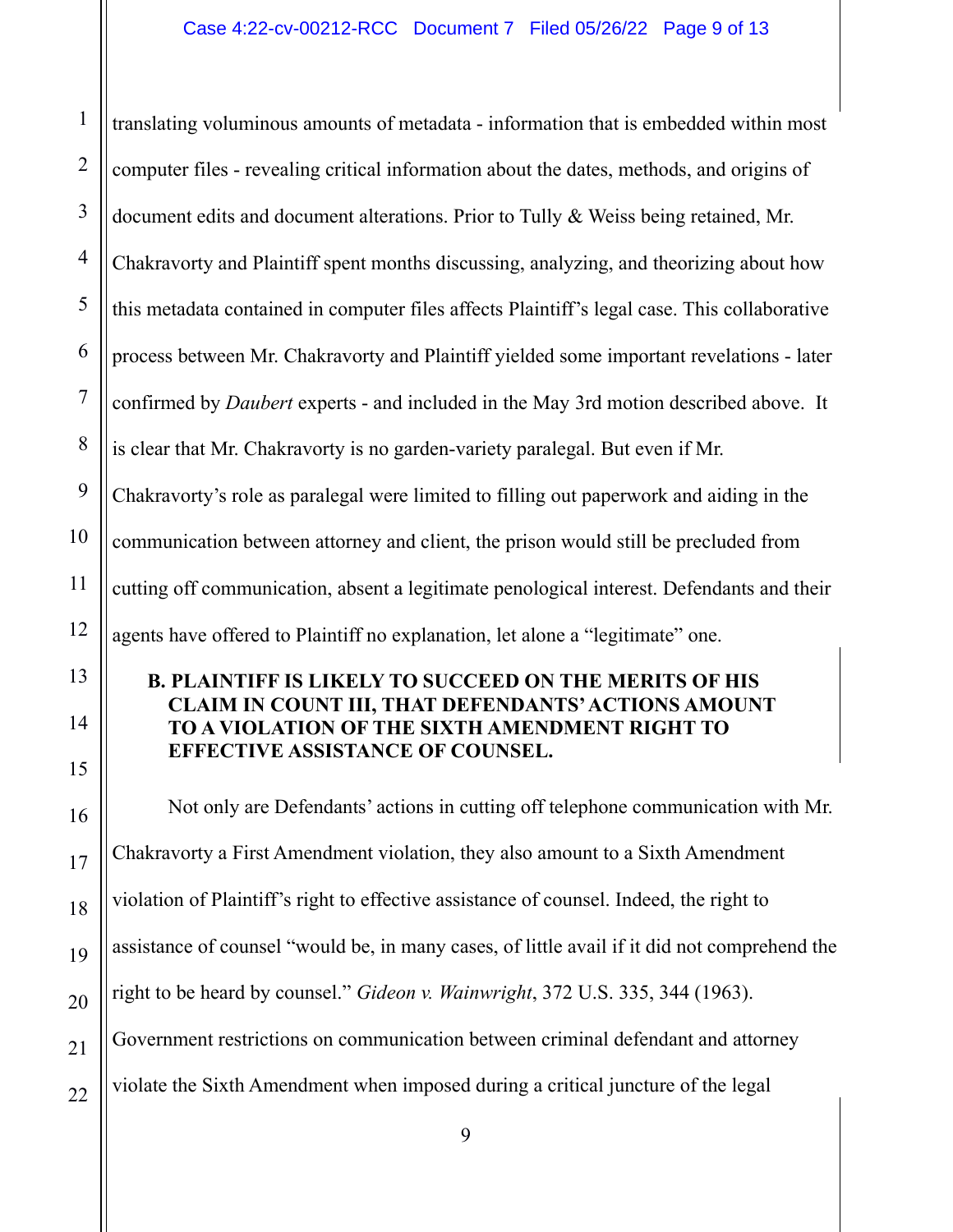translating voluminous amounts of metadata - information that is embedded within most computer files - revealing critical information about the dates, methods, and origins of document edits and document alterations. Prior to Tully & Weiss being retained, Mr. Chakravorty and Plaintiff spent months discussing, analyzing, and theorizing about how this metadata contained in computer files affects Plaintiff's legal case. This collaborative process between Mr. Chakravorty and Plaintiff yielded some important revelations - later confirmed by *Daubert* experts - and included in the May 3rd motion described above. It is clear that Mr. Chakravorty is no garden-variety paralegal. But even if Mr. Chakravorty's role as paralegal were limited to filling out paperwork and aiding in the communication between attorney and client, the prison would still be precluded from cutting off communication, absent a legitimate penological interest. Defendants and their agents have offered to Plaintiff no explanation, let alone a "legitimate" one.

### B. PLAINTIFF IS LIKELY TO SUCCEED ON THE MERITS OF HIS CLAIM IN COUNT III, THAT DEFENDANTS' ACTIONS AMOUNT TO A VIOLATION OF THE SIXTH AMENDMENT RIGHT TO EFFECTIVE ASSISTANCE OF COUNSEL.

Not only are Defendants' actions in cutting off telephone communication with Mr. Chakravorty a First Amendment violation, they also amount to a Sixth Amendment violation of Plaintiff's right to effective assistance of counsel. Indeed, the right to assistance of counsel "would be, in many cases, of little avail if it did not comprehend the right to be heard by counsel." *Gideon v. Wainwright*, 372 U.S. 335, 344 (1963). Government restrictions on communication between criminal defendant and attorney violate the Sixth Amendment when imposed during a critical juncture of the legal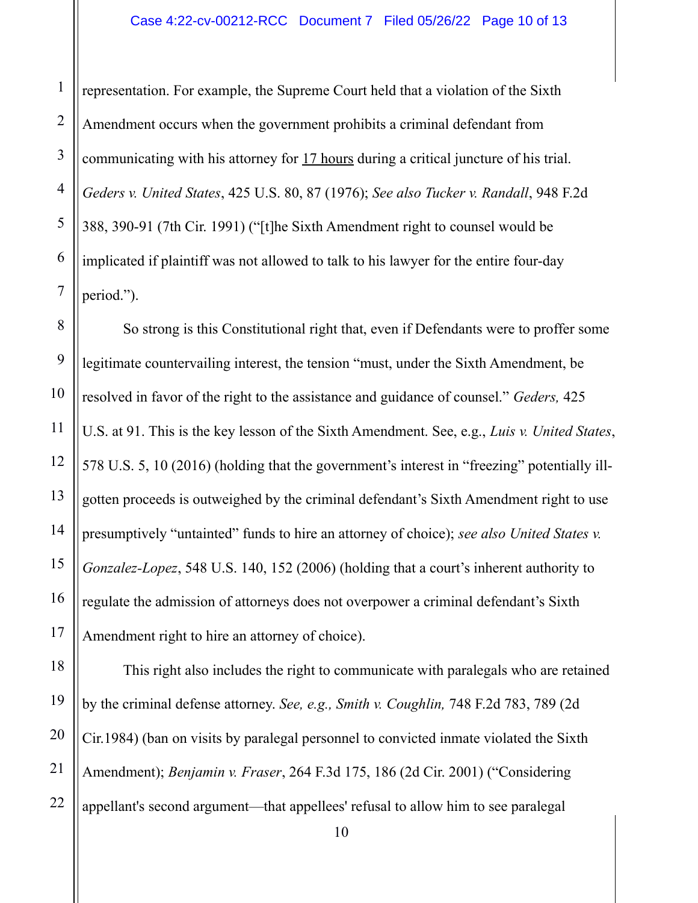representation. For example, the Supreme Court held that a violation of the Sixth Amendment occurs when the government prohibits a criminal defendant from communicating with his attorney for <u>17 hours</u> during a critical juncture of his trial. *Geders v. United States*, 425 U.S. 80, 87 (1976); *See also Tucker v. Randall*, 948 F.2d 388, 390-91 (7th Cir. 1991) ("[t]he Sixth Amendment right to counsel would be implicated if plaintiff was not allowed to talk to his lawyer for the entire four-day period.").

So strong is this Constitutional right that, even if Defendants were to proffer some legitimate countervailing interest, the tension "must, under the Sixth Amendment, be resolved in favor of the right to the assistance and guidance of counsel." *Geders,* 425 U.S. at 91. This is the key lesson of the Sixth Amendment. See, e.g., *Luis v. United States*, 578 U.S. 5, 10 (2016) (holding that the government's interest in "freezing" potentially ill-gotten proceeds is outweighed by the criminal defendant's Sixth Amendment right to use presumptively "untainted" funds to hire an attorney of choice); *see also United States v. Gonzalez-Lopez*, 548 U.S. 140, 152 (2006) (holding that a court's inherent authority to regulate the admission of attorneys does not overpower a criminal defendant's Sixth Amendment right to hire an attorney of choice).

This right also includes the right to communicate with paralegals who are retained by the criminal defense attorney. *See, e.g., Smith v. Coughlin,* 748 F.2d 783, 789 (2d Cir.1984) (ban on visits by paralegal personnel to convicted inmate violated the Sixth Amendment); *Benjamin v. Fraser*, 264 F.3d 175, 186 (2d Cir. 2001) ("Considering appellant's second argument—that appellees' refusal to allow him to see paralegal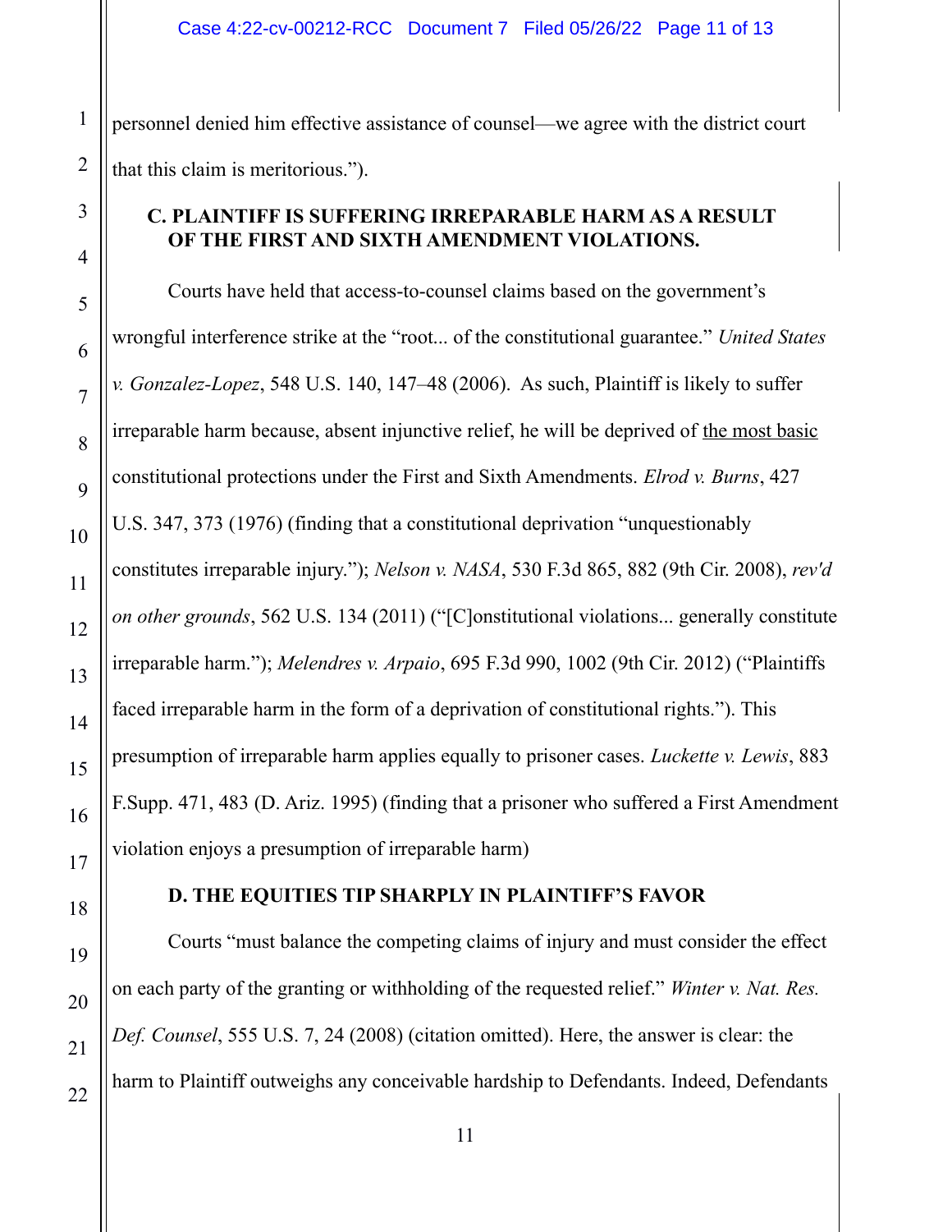personnel denied him effective assistance of counsel—we agree with the district court that this claim is meritorious.").

**C. PLAINTIFF IS SUFFERING IRREPARABLE HARM AS A RESULT OF THE FIRST AND SIXTH AMENDMENT VIOLATIONS.**

Courts have held that access-to-counsel claims based on the government's wrongful interference strike at the "root... of the constitutional guarantee." *United States v. Gonzalez-Lopez*, 548 U.S. 140, 147–48 (2006). As such, Plaintiff is likely to suffer irreparable harm because, absent injunctive relief, he will be deprived of <u>the most basic</u> constitutional protections under the First and Sixth Amendments. *Elrod v. Burns*, 427 U.S. 347, 373 (1976) (finding that a constitutional deprivation "unquestionably constitutes irreparable injury."); *Nelson v. NASA*, 530 F.3d 865, 882 (9th Cir. 2008), *rev'd on other grounds*, 562 U.S. 134 (2011) ("[C]onstitutional violations... generally constitute irreparable harm."); *Melendres v. Arpaio*, 695 F.3d 990, 1002 (9th Cir. 2012) ("Plaintiffs faced irreparable harm in the form of a deprivation of constitutional rights."). This presumption of irreparable harm applies equally to prisoner cases. *Luckette v. Lewis*, 883 F.Supp. 471, 483 (D. Ariz. 1995) (finding that a prisoner who suffered a First Amendment violation enjoys a presumption of irreparable harm)

**D. THE EQUITIES TIP SHARPLY IN PLAINTIFF'S FAVOR**

Courts "must balance the competing claims of injury and must consider the effect on each party of the granting or withholding of the requested relief." *Winter v. Nat. Res. Def. Counsel*, 555 U.S. 7, 24 (2008) (citation omitted). Here, the answer is clear: the harm to Plaintiff outweighs any conceivable hardship to Defendants. Indeed, Defendants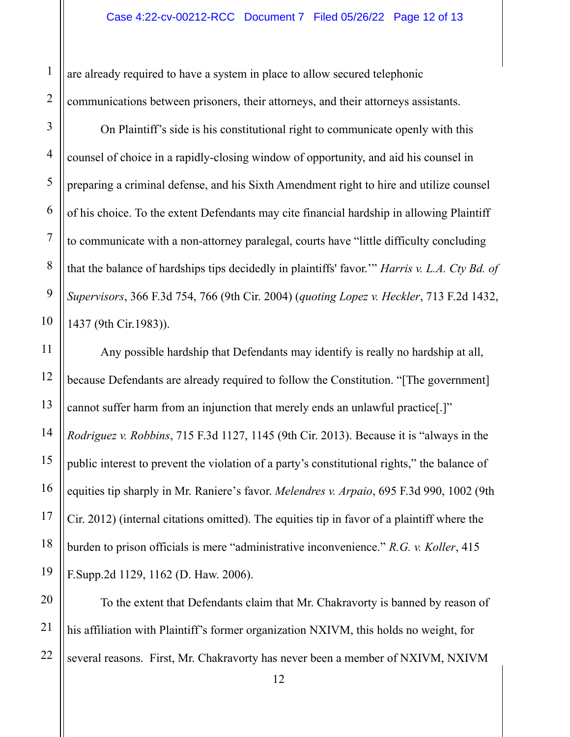are already required to have a system in place to allow secured telephonic communications between prisoners, their attorneys, and their attorneys assistants.

On Plaintiff's side is his constitutional right to communicate openly with this counsel of choice in a rapidly-closing window of opportunity, and aid his counsel in preparing a criminal defense, and his Sixth Amendment right to hire and utilize counsel of his choice. To the extent Defendants may cite financial hardship in allowing Plaintiff to communicate with a non-attorney paralegal, courts have "little difficulty concluding that the balance of hardships tips decidedly in plaintiffs' favor.'" *Harris v. L.A. Cty Bd. of Supervisors*, 366 F.3d 754, 766 (9th Cir. 2004) (*quoting Lopez v. Heckler*, 713 F.2d 1432, 1437 (9th Cir.1983)).

Any possible hardship that Defendants may identify is really no hardship at all, because Defendants are already required to follow the Constitution. "[The government] cannot suffer harm from an injunction that merely ends an unlawful practice[.]" *Rodriguez v. Robbins*, 715 F.3d 1127, 1145 (9th Cir. 2013). Because it is "always in the public interest to prevent the violation of a party's constitutional rights," the balance of equities tip sharply in Mr. Raniere's favor. *Melendres v. Arpaio*, 695 F.3d 990, 1002 (9th Cir. 2012) (internal citations omitted). The equities tip in favor of a plaintiff where the burden to prison officials is mere "administrative inconvenience." *R.G. v. Koller*, 415 F.Supp.2d 1129, 1162 (D. Haw. 2006).

To the extent that Defendants claim that Mr. Chakravorty is banned by reason of his affiliation with Plaintiff's former organization NXIVM, this holds no weight, for several reasons. First, Mr. Chakravorty has never been a member of NXIVM, NXIVM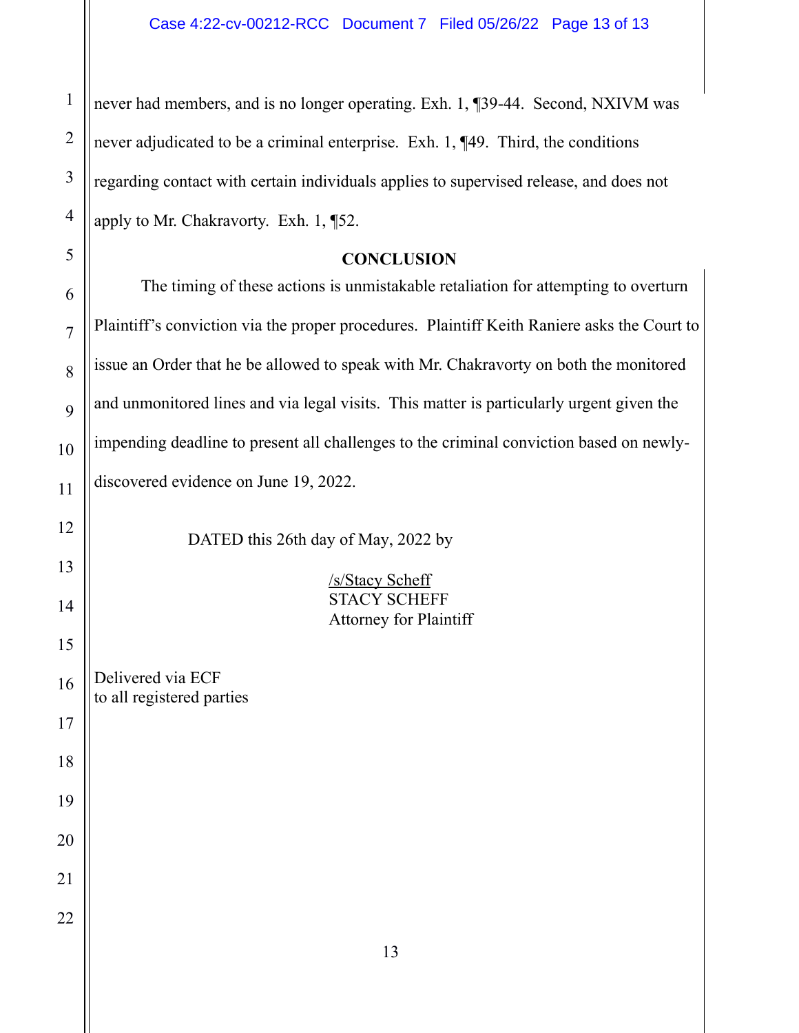never had members, and is no longer operating. Exh. 1, ¶39-44. Second, NXIVM was never adjudicated to be a criminal enterprise. Exh. 1, ¶49. Third, the conditions regarding contact with certain individuals applies to supervised release, and does not apply to Mr. Chakravorty. Exh. 1, ¶52.

**CONCLUSION**

The timing of these actions is unmistakable retaliation for attempting to overturn Plaintiff's conviction via the proper procedures. Plaintiff Keith Raniere asks the Court to issue an Order that he be allowed to speak with Mr. Chakravorty on both the monitored and unmonitored lines and via legal visits. This matter is particularly urgent given the impending deadline to present all challenges to the criminal conviction based on newly-discovered evidence on June 19, 2022.

DATED this 26th day of May, 2022 by

/s/Stacy Scheff
STACY SCHEFF
Attorney for Plaintiff

Delivered via ECF
to all registered parties